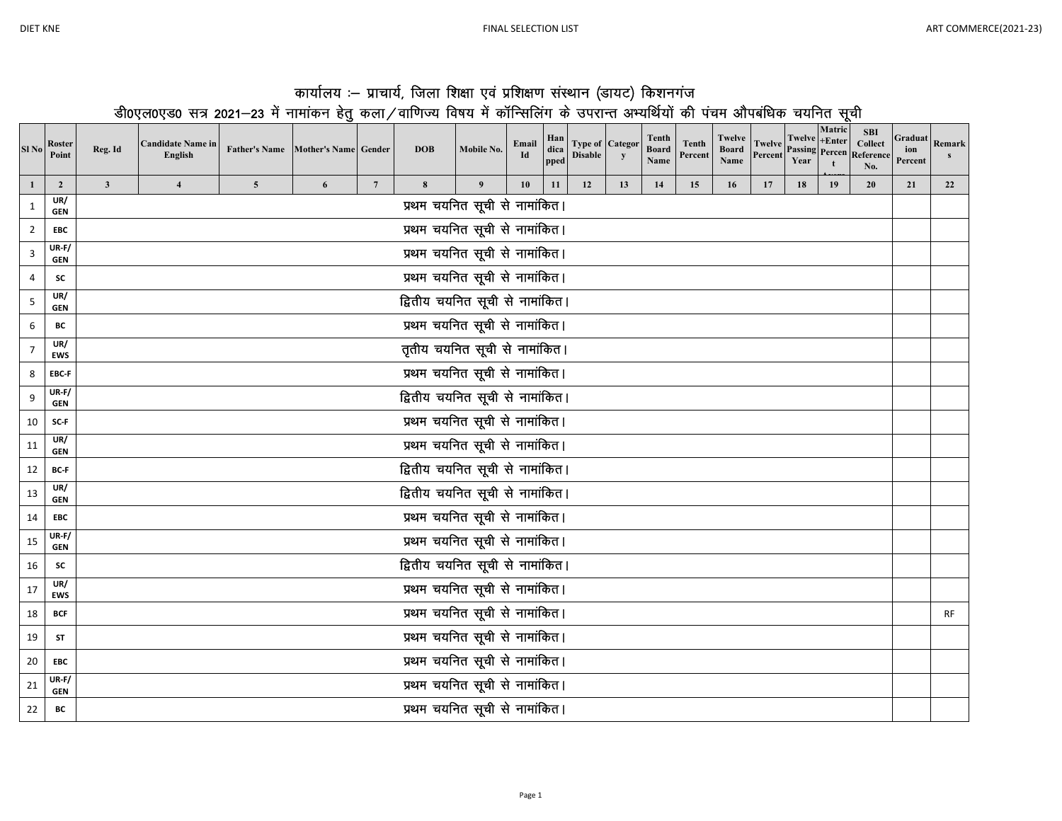# कार्यालय :– प्राचार्य, जिला शिक्षा एवं प्रशिक्षण संस्थान (डायट) किशनगंज

## डी0एल0एड0 सत्र 2021–23 में नामांकन हेतु कला/वाणिज्य विषय में कॉन्सिलिंग के उपरान्त अभ्यर्थियों की पंचम औपबंधिक चयनित सूची

| Sl No | Roster Point | Reg. Id | Candidate Name in English | Father's Name | Mother's Name | Gender | DOB | Mobile No. | Email Id | Handicapped | Type of Disable | Category | Tenth Board Name | Tenth Percent | Twelve Board Name | Twelve Percent | Twelve Passing Year | Matric +Enter Percent | SBI Collect Reference No. | Graduation Percent | Remarks |
|---|---|---|---|---|---|---|---|---|---|---|---|---|---|---|---|---|---|---|---|---|---|
| 1 | 2 | 3 | 4 | 5 | 6 | 7 | 8 | 9 | 10 | 11 | 12 | 13 | 14 | 15 | 16 | 17 | 18 | 19 | 20 | 21 | 22 |
| 1 | UR/GEN | प्रथम चयनित सूची से नामांकित। | | | | | | | | | | | | | | | | | | | |
| 2 | EBC | प्रथम चयनित सूची से नामांकित। | | | | | | | | | | | | | | | | | | | |
| 3 | UR-F/GEN | प्रथम चयनित सूची से नामांकित। | | | | | | | | | | | | | | | | | | | |
| 4 | SC | प्रथम चयनित सूची से नामांकित। | | | | | | | | | | | | | | | | | | | |
| 5 | UR/GEN | द्वितीय चयनित सूची से नामांकित। | | | | | | | | | | | | | | | | | | | |
| 6 | BC | प्रथम चयनित सूची से नामांकित। | | | | | | | | | | | | | | | | | | | |
| 7 | UR/EWS | तृतीय चयनित सूची से नामांकित। | | | | | | | | | | | | | | | | | | | |
| 8 | EBC-F | प्रथम चयनित सूची से नामांकित। | | | | | | | | | | | | | | | | | | | |
| 9 | UR-F/GEN | द्वितीय चयनित सूची से नामांकित। | | | | | | | | | | | | | | | | | | | |
| 10 | SC-F | प्रथम चयनित सूची से नामांकित। | | | | | | | | | | | | | | | | | | | |
| 11 | UR/GEN | प्रथम चयनित सूची से नामांकित। | | | | | | | | | | | | | | | | | | | |
| 12 | BC-F | द्वितीय चयनित सूची से नामांकित। | | | | | | | | | | | | | | | | | | | |
| 13 | UR/GEN | द्वितीय चयनित सूची से नामांकित। | | | | | | | | | | | | | | | | | | | |
| 14 | EBC | प्रथम चयनित सूची से नामांकित। | | | | | | | | | | | | | | | | | | | |
| 15 | UR-F/GEN | प्रथम चयनित सूची से नामांकित। | | | | | | | | | | | | | | | | | | | |
| 16 | SC | द्वितीय चयनित सूची से नामांकित। | | | | | | | | | | | | | | | | | | | |
| 17 | UR/EWS | प्रथम चयनित सूची से नामांकित। | | | | | | | | | | | | | | | | | | | |
| 18 | BCF | प्रथम चयनित सूची से नामांकित। | | | | | | | | | | | | | | | | | | | RF |
| 19 | ST | प्रथम चयनित सूची से नामांकित। | | | | | | | | | | | | | | | | | | | |
| 20 | EBC | प्रथम चयनित सूची से नामांकित। | | | | | | | | | | | | | | | | | | | |
| 21 | UR-F/GEN | प्रथम चयनित सूची से नामांकित। | | | | | | | | | | | | | | | | | | | |
| 22 | BC | प्रथम चयनित सूची से नामांकित। | | | | | | | | | | | | | | | | | | | |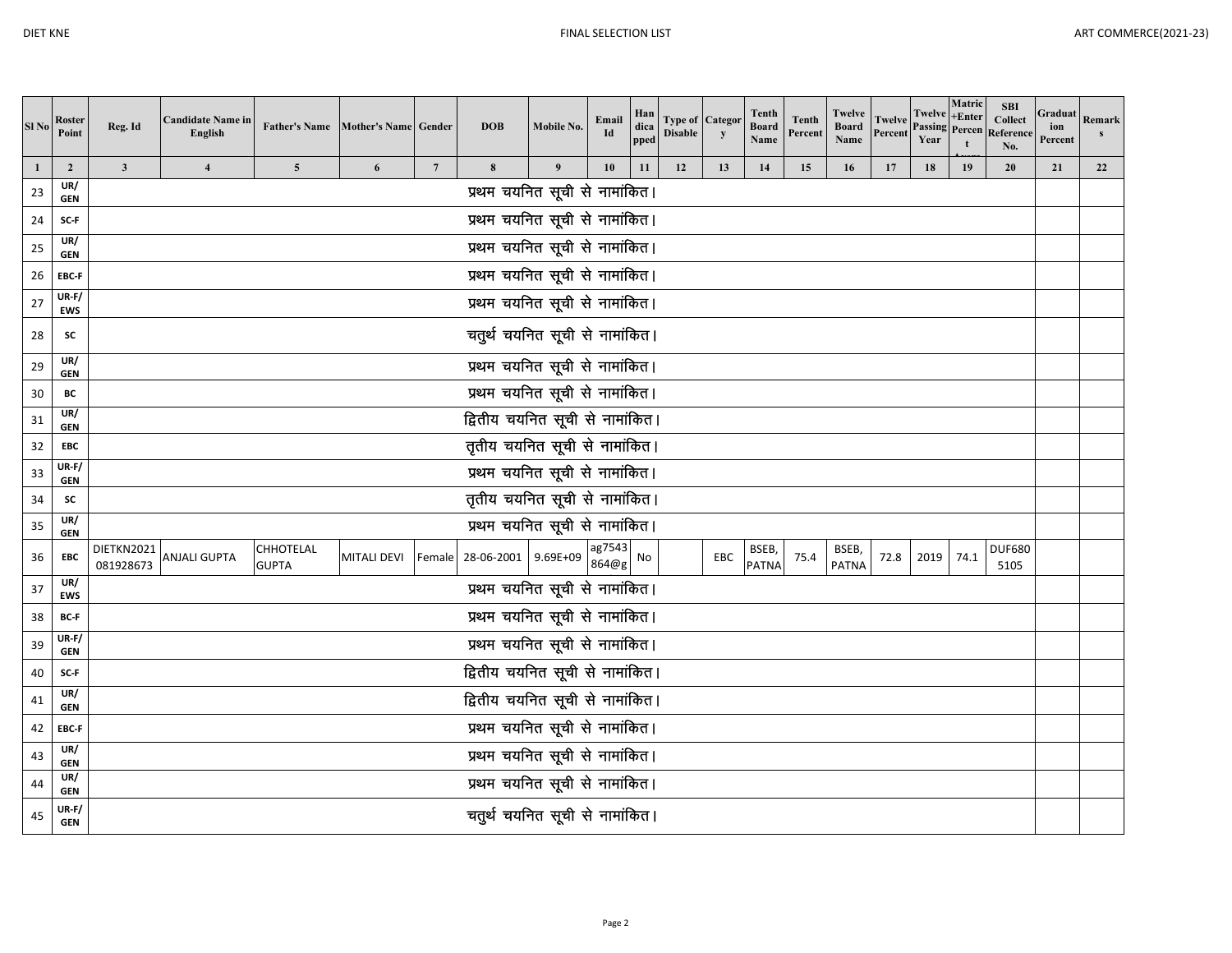| Sl No | Roster Point | Reg. Id | Candidate Name in English | Father's Name | Mother's Name | Gender | DOB | Mobile No. | Email Id | Handicapped | Type of Disable | Category | Tenth Board Name | Tenth Percent | Twelve Board Name | Twelve Percent | Twelve Passing Year | Matric +Enter Percent Average | SBI Collect Reference No. | Graduation Percent | Remarks |
|---|---|---|---|---|---|---|---|---|---|---|---|---|---|---|---|---|---|---|---|---|---|
| 1 | 2 | 3 | 4 | 5 | 6 | 7 | 8 | 9 | 10 | 11 | 12 | 13 | 14 | 15 | 16 | 17 | 18 | 19 | 20 | 21 | 22 |
| 23 | UR/ GEN | प्रथम चयनित सूची से नामांकित। | | | | | | | | | | | | | | | | | | | |
| 24 | SC-F | प्रथम चयनित सूची से नामांकित। | | | | | | | | | | | | | | | | | | | |
| 25 | UR/ GEN | प्रथम चयनित सूची से नामांकित। | | | | | | | | | | | | | | | | | | | |
| 26 | EBC-F | प्रथम चयनित सूची से नामांकित। | | | | | | | | | | | | | | | | | | | |
| 27 | UR-F/ EWS | प्रथम चयनित सूची से नामांकित। | | | | | | | | | | | | | | | | | | | |
| 28 | SC | चतुर्थ चयनित सूची से नामांकित। | | | | | | | | | | | | | | | | | | | |
| 29 | UR/ GEN | प्रथम चयनित सूची से नामांकित। | | | | | | | | | | | | | | | | | | | |
| 30 | BC | प्रथम चयनित सूची से नामांकित। | | | | | | | | | | | | | | | | | | | |
| 31 | UR/ GEN | द्वितीय चयनित सूची से नामांकित। | | | | | | | | | | | | | | | | | | | |
| 32 | EBC | तृतीय चयनित सूची से नामांकित। | | | | | | | | | | | | | | | | | | | |
| 33 | UR-F/ GEN | प्रथम चयनित सूची से नामांकित। | | | | | | | | | | | | | | | | | | | |
| 34 | SC | तृतीय चयनित सूची से नामांकित। | | | | | | | | | | | | | | | | | | | |
| 35 | UR/ GEN | प्रथम चयनित सूची से नामांकित। | | | | | | | | | | | | | | | | | | | |
| 36 | EBC | DIETKN2021 081928673 | ANJALI GUPTA | CHHOTELAL GUPTA | MITALI DEVI | Female | 28-06-2001 | 9.69E+09 | ag7543 864@g | No | | EBC | BSEB, PATNA | 75.4 | BSEB, PATNA | 72.8 | 2019 | 74.1 | DUF680 5105 | | |
| 37 | UR/ EWS | प्रथम चयनित सूची से नामांकित। | | | | | | | | | | | | | | | | | | | |
| 38 | BC-F | प्रथम चयनित सूची से नामांकित। | | | | | | | | | | | | | | | | | | | |
| 39 | UR-F/ GEN | प्रथम चयनित सूची से नामांकित। | | | | | | | | | | | | | | | | | | | |
| 40 | SC-F | द्वितीय चयनित सूची से नामांकित। | | | | | | | | | | | | | | | | | | | |
| 41 | UR/ GEN | द्वितीय चयनित सूची से नामांकित। | | | | | | | | | | | | | | | | | | | |
| 42 | EBC-F | प्रथम चयनित सूची से नामांकित। | | | | | | | | | | | | | | | | | | | |
| 43 | UR/ GEN | प्रथम चयनित सूची से नामांकित। | | | | | | | | | | | | | | | | | | | |
| 44 | UR/ GEN | प्रथम चयनित सूची से नामांकित। | | | | | | | | | | | | | | | | | | | |
| 45 | UR-F/ GEN | चतुर्थ चयनित सूची से नामांकित। | | | | | | | | | | | | | | | | | | | |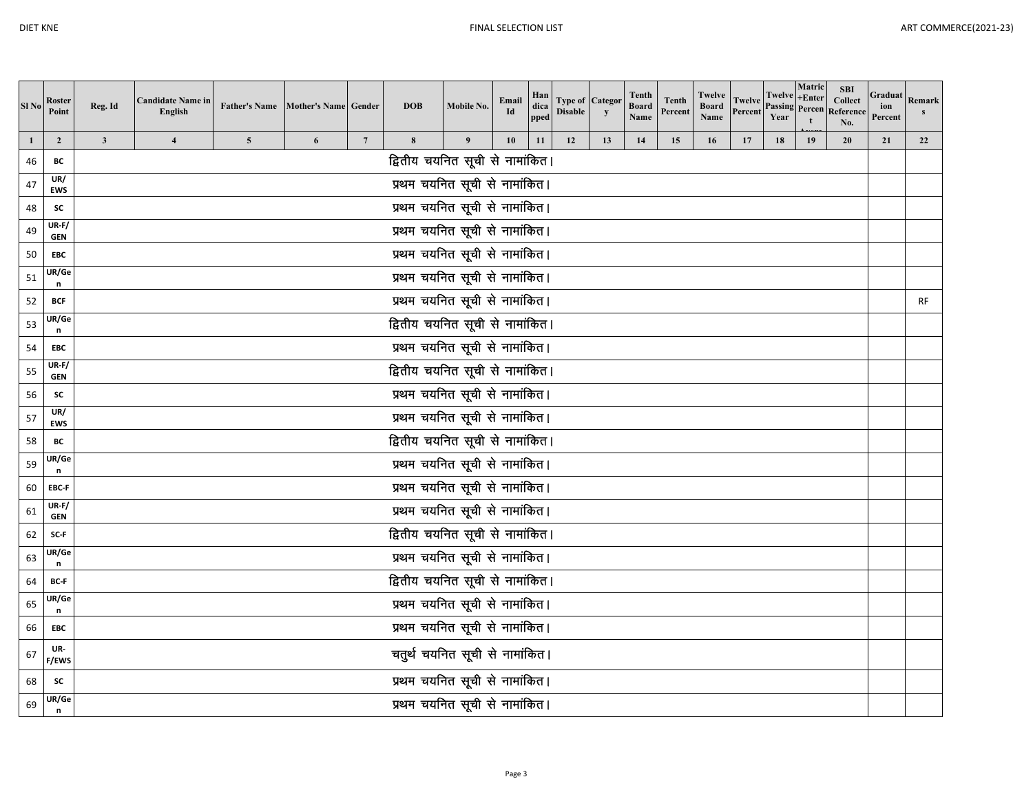| Sl No | Roster Point | Reg. Id | Candidate Name in English | Father's Name | Mother's Name | Gender | DOB | Mobile No. | Email Id | Handicapped | Type of Disable | Category | Tenth Board Name | Tenth Percent | Twelve Board Name | Twelve Percent | Twelve Passing Year | Matric +Enter Percent Avarage | SBI Collect Reference No. | Graduation Percent | Remarks |
|---|---|---|---|---|---|---|---|---|---|---|---|---|---|---|---|---|---|---|---|---|---|
| 1 | 2 | 3 | 4 | 5 | 6 | 7 | 8 | 9 | 10 | 11 | 12 | 13 | 14 | 15 | 16 | 17 | 18 | 19 | 20 | 21 | 22 |
| 46 | BC | द्वितीय चयनित सूची से नामांकित। | | | | | | | | | | | | | | | | | | | |
| 47 | UR/ EWS | प्रथम चयनित सूची से नामांकित। | | | | | | | | | | | | | | | | | | | |
| 48 | SC | प्रथम चयनित सूची से नामांकित। | | | | | | | | | | | | | | | | | | | |
| 49 | UR-F/ GEN | प्रथम चयनित सूची से नामांकित। | | | | | | | | | | | | | | | | | | | |
| 50 | EBC | प्रथम चयनित सूची से नामांकित। | | | | | | | | | | | | | | | | | | | |
| 51 | UR/Gen | प्रथम चयनित सूची से नामांकित। | | | | | | | | | | | | | | | | | | | |
| 52 | BCF | प्रथम चयनित सूची से नामांकित। | | | | | | | | | | | | | | | | | | | RF |
| 53 | UR/Gen | द्वितीय चयनित सूची से नामांकित। | | | | | | | | | | | | | | | | | | | |
| 54 | EBC | प्रथम चयनित सूची से नामांकित। | | | | | | | | | | | | | | | | | | | |
| 55 | UR-F/ GEN | द्वितीय चयनित सूची से नामांकित। | | | | | | | | | | | | | | | | | | | |
| 56 | SC | प्रथम चयनित सूची से नामांकित। | | | | | | | | | | | | | | | | | | | |
| 57 | UR/ EWS | प्रथम चयनित सूची से नामांकित। | | | | | | | | | | | | | | | | | | | |
| 58 | BC | द्वितीय चयनित सूची से नामांकित। | | | | | | | | | | | | | | | | | | | |
| 59 | UR/Gen | प्रथम चयनित सूची से नामांकित। | | | | | | | | | | | | | | | | | | | |
| 60 | EBC-F | प्रथम चयनित सूची से नामांकित। | | | | | | | | | | | | | | | | | | | |
| 61 | UR-F/ GEN | प्रथम चयनित सूची से नामांकित। | | | | | | | | | | | | | | | | | | | |
| 62 | SC-F | द्वितीय चयनित सूची से नामांकित। | | | | | | | | | | | | | | | | | | | |
| 63 | UR/Gen | प्रथम चयनित सूची से नामांकित। | | | | | | | | | | | | | | | | | | | |
| 64 | BC-F | द्वितीय चयनित सूची से नामांकित। | | | | | | | | | | | | | | | | | | | |
| 65 | UR/Gen | प्रथम चयनित सूची से नामांकित। | | | | | | | | | | | | | | | | | | | |
| 66 | EBC | प्रथम चयनित सूची से नामांकित। | | | | | | | | | | | | | | | | | | | |
| 67 | UR-F/EWS | चतुर्थ चयनित सूची से नामांकित। | | | | | | | | | | | | | | | | | | | |
| 68 | SC | प्रथम चयनित सूची से नामांकित। | | | | | | | | | | | | | | | | | | | |
| 69 | UR/Gen | प्रथम चयनित सूची से नामांकित। | | | | | | | | | | | | | | | | | | | |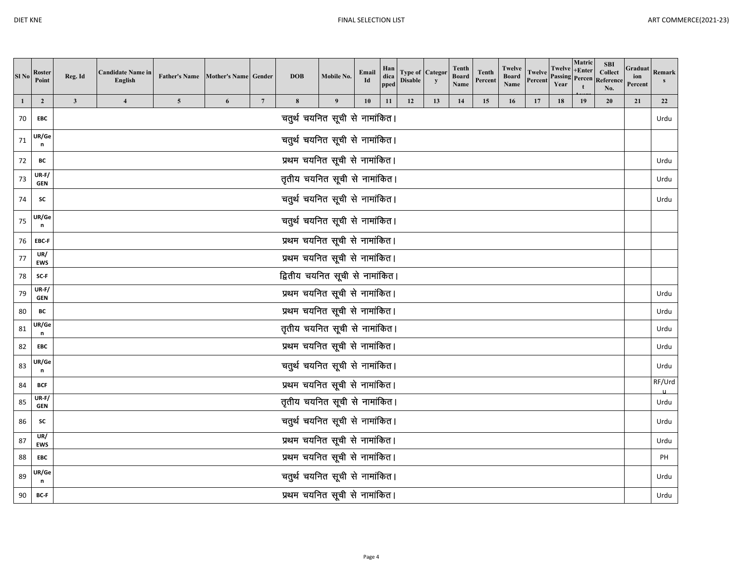| Sl No | Roster Point | Reg. Id | Candidate Name in English | Father's Name | Mother's Name | Gender | DOB | Mobile No. | Email Id | Handicapped | Type of Disable | Category | Tenth Board Name | Tenth Percent | Twelve Board Name | Twelve Percent | Twelve Passing Year | Matric +Enter Percent Avarage | SBI Collect Reference No. | Graduation Percent | Remarks |
|---|---|---|---|---|---|---|---|---|---|---|---|---|---|---|---|---|---|---|---|---|---|
| 1 | 2 | 3 | 4 | 5 | 6 | 7 | 8 | 9 | 10 | 11 | 12 | 13 | 14 | 15 | 16 | 17 | 18 | 19 | 20 | 21 | 22 |
| 70 | EBC | चतुर्थ चयनित सूची से नामांकित। | | | | | | | | | | | | | | | | | | | Urdu |
| 71 | UR/Gen | चतुर्थ चयनित सूची से नामांकित। | | | | | | | | | | | | | | | | | | | |
| 72 | BC | प्रथम चयनित सूची से नामांकित। | | | | | | | | | | | | | | | | | | | Urdu |
| 73 | UR-F/GEN | तृतीय चयनित सूची से नामांकित। | | | | | | | | | | | | | | | | | | | Urdu |
| 74 | SC | चतुर्थ चयनित सूची से नामांकित। | | | | | | | | | | | | | | | | | | | Urdu |
| 75 | UR/Gen | चतुर्थ चयनित सूची से नामांकित। | | | | | | | | | | | | | | | | | | | |
| 76 | EBC-F | प्रथम चयनित सूची से नामांकित। | | | | | | | | | | | | | | | | | | | |
| 77 | UR/EWS | प्रथम चयनित सूची से नामांकित। | | | | | | | | | | | | | | | | | | | |
| 78 | SC-F | द्वितीय चयनित सूची से नामांकित। | | | | | | | | | | | | | | | | | | | |
| 79 | UR-F/GEN | प्रथम चयनित सूची से नामांकित। | | | | | | | | | | | | | | | | | | | Urdu |
| 80 | BC | प्रथम चयनित सूची से नामांकित। | | | | | | | | | | | | | | | | | | | Urdu |
| 81 | UR/Gen | तृतीय चयनित सूची से नामांकित। | | | | | | | | | | | | | | | | | | | Urdu |
| 82 | EBC | प्रथम चयनित सूची से नामांकित। | | | | | | | | | | | | | | | | | | | Urdu |
| 83 | UR/Gen | चतुर्थ चयनित सूची से नामांकित। | | | | | | | | | | | | | | | | | | | Urdu |
| 84 | BCF | प्रथम चयनित सूची से नामांकित। | | | | | | | | | | | | | | | | | | | RF/Urdu |
| 85 | UR-F/GEN | तृतीय चयनित सूची से नामांकित। | | | | | | | | | | | | | | | | | | | Urdu |
| 86 | SC | चतुर्थ चयनित सूची से नामांकित। | | | | | | | | | | | | | | | | | | | Urdu |
| 87 | UR/EWS | प्रथम चयनित सूची से नामांकित। | | | | | | | | | | | | | | | | | | | Urdu |
| 88 | EBC | प्रथम चयनित सूची से नामांकित। | | | | | | | | | | | | | | | | | | | PH |
| 89 | UR/Gen | चतुर्थ चयनित सूची से नामांकित। | | | | | | | | | | | | | | | | | | | Urdu |
| 90 | BC-F | प्रथम चयनित सूची से नामांकित। | | | | | | | | | | | | | | | | | | | Urdu |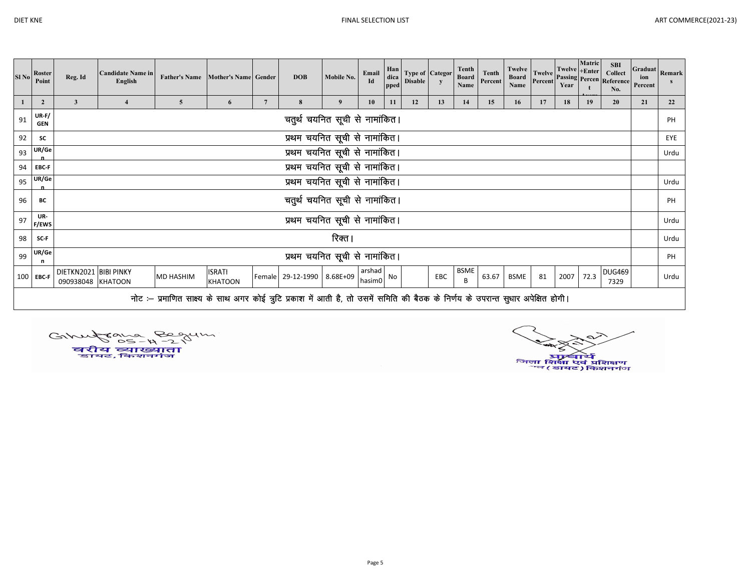| Sl No | Roster Point | Reg. Id | Candidate Name in English | Father's Name | Mother's Name | Gender | DOB | Mobile No. | Email Id | Handicapped | Type of Disable | Category | Tenth Board Name | Tenth Percent | Twelve Board Name | Twelve Percent | Twelve Passing Year | Matric +Enter Percent Avarage | SBI Collect Reference No. | Graduation Percent | Remarks |
|---|---|---|---|---|---|---|---|---|---|---|---|---|---|---|---|---|---|---|---|---|---|
| 1 | 2 | 3 | 4 | 5 | 6 | 7 | 8 | 9 | 10 | 11 | 12 | 13 | 14 | 15 | 16 | 17 | 18 | 19 | 20 | 21 | 22 |
| 91 | UR-F/GEN | चतुर्थ चयनित सूची से नामांकित। | | | | | | | | | | | | | | | | | | | PH |
| 92 | SC | प्रथम चयनित सूची से नामांकित। | | | | | | | | | | | | | | | | | | | EYE |
| 93 | UR/Gen | प्रथम चयनित सूची से नामांकित। | | | | | | | | | | | | | | | | | | | Urdu |
| 94 | EBC-F | प्रथम चयनित सूची से नामांकित। | | | | | | | | | | | | | | | | | | | |
| 95 | UR/Gen | प्रथम चयनित सूची से नामांकित। | | | | | | | | | | | | | | | | | | | Urdu |
| 96 | BC | चतुर्थ चयनित सूची से नामांकित। | | | | | | | | | | | | | | | | | | | PH |
| 97 | UR-F/EWS | प्रथम चयनित सूची से नामांकित। | | | | | | | | | | | | | | | | | | | Urdu |
| 98 | SC-F | रिक्त। | | | | | | | | | | | | | | | | | | | Urdu |
| 99 | UR/Gen | प्रथम चयनित सूची से नामांकित। | | | | | | | | | | | | | | | | | | | PH |
| 100 | EBC-F | DIETKN2021 090938048 | BIBI PINKY KHATOON | MD HASHIM | ISRATI KHATOON | Female | 29-12-1990 | 8.68E+09 | arshad hasim0 | No | | EBC | BSMEB | 63.67 | BSME | 81 | 2007 | 72.3 | DUG4697329 | | Urdu |

नोट :– प्रमाणित साक्ष्य के साथ अगर कोई त्रुटि प्रकाश में आती है, तो उसमें समिति की बैठक के निर्णय के उपरान्त सुधार अपेक्षित होगी।

Ghufrana Begum 05-11-21
वरीय व्याख्याता
डायट, किशनगंज

प्राचार्य
जिला शिक्षा एवं प्रशिक्षण संस्थान (डायट) किशनगंज